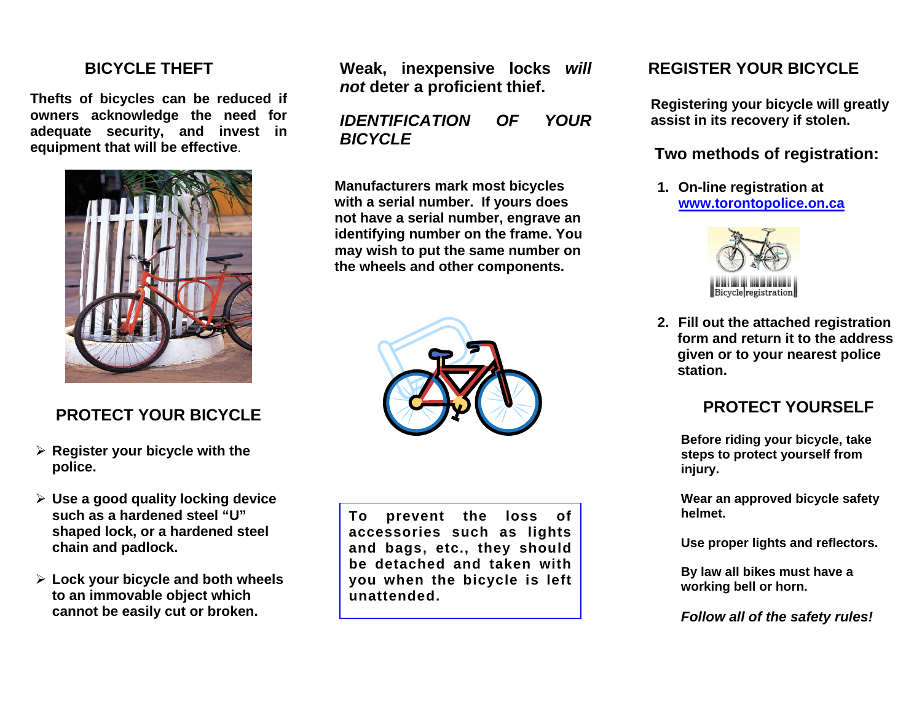## BICYCLE THEFT

**Thefts of bicycles can be reduced if owners acknowledge the need for adequate security, and invest in equipment that will be effective**.

## PROTECT YOUR BICYCLE

- **Register your bicycle with the police.**
- **Use a good quality locking device such as a hardened steel "U" shaped lock, or a hardened steel chain and padlock.**
- **Lock your bicycle and both wheels to an immovable object which cannot be easily cut or broken.**

**Weak, inexpensive locks *will not* deter a proficient thief.**

## *IDENTIFICATION OF YOUR BICYCLE*

**Manufacturers mark most bicycles with a serial number. If yours does not have a serial number, engrave an identifying number on the frame. You may wish to put the same number on the wheels and other components.**

**To prevent the loss of accessories such as lights and bags, etc., they should be detached and taken with you when the bicycle is left unattended.**

## REGISTER YOUR BICYCLE

**Registering your bicycle will greatly assist in its recovery if stolen.**

### Two methods of registration:

1. **On-line registration at [www.torontopolice.on.ca](http://www.torontopolice.on.ca)**
2. **Fill out the attached registration form and return it to the address given or to your nearest police station.**

## PROTECT YOURSELF

**Before riding your bicycle, take steps to protect yourself from injury.**

**Wear an approved bicycle safety helmet.**

**Use proper lights and reflectors.**

**By law all bikes must have a working bell or horn.**

***Follow all of the safety rules!***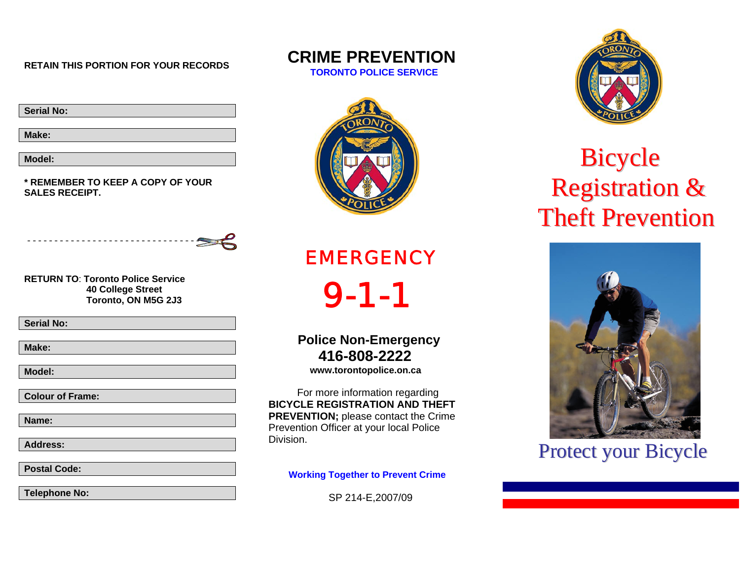**RETAIN THIS PORTION FOR YOUR RECORDS**

**Serial No:**

**Make:**

**Model:**

**\* REMEMBER TO KEEP A COPY OF YOUR SALES RECEIPT.**

- - - - - - - - - - - - - - - - - - - - - - - - - - - - -

**RETURN TO**: **Toronto Police Service**
**40 College Street**
**Toronto, ON M5G 2J3**

**Serial No:**

**Make:**

**Model:**

**Colour of Frame:**

**Name:**

**Address:**

**Postal Code:**

**Telephone No:**

# CRIME PREVENTION

**TORONTO POLICE SERVICE**

## EMERGENCY

## 9-1-1

**Police Non-Emergency**
**416-808-2222**
**www.torontopolice.on.ca**

For more information regarding **BICYCLE REGISTRATION AND THEFT PREVENTION;** please contact the Crime Prevention Officer at your local Police Division.

**Working Together to Prevent Crime**

SP 214-E,2007/09

# Bicycle Registration & Theft Prevention

Protect your Bicycle